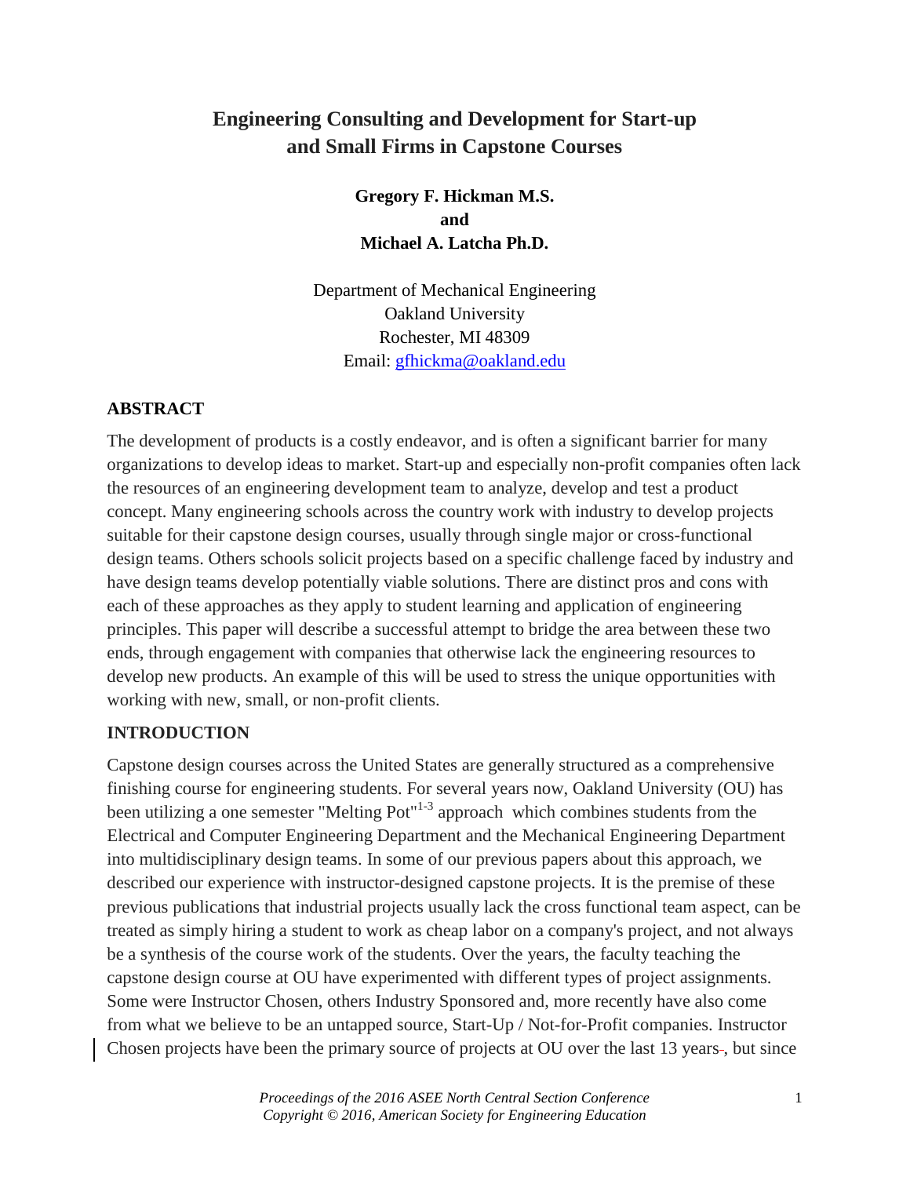# Engineering Consulting and Development for Start-up and Small Firms in Capstone Courses

**Gregory F. Hickman M.S.**
**and**
**Michael A. Latcha Ph.D.**

Department of Mechanical Engineering
Oakland University
Rochester, MI 48309
Email: gfhickma@oakland.edu

## ABSTRACT

The development of products is a costly endeavor, and is often a significant barrier for many organizations to develop ideas to market. Start-up and especially non-profit companies often lack the resources of an engineering development team to analyze, develop and test a product concept. Many engineering schools across the country work with industry to develop projects suitable for their capstone design courses, usually through single major or cross-functional design teams. Others schools solicit projects based on a specific challenge faced by industry and have design teams develop potentially viable solutions. There are distinct pros and cons with each of these approaches as they apply to student learning and application of engineering principles. This paper will describe a successful attempt to bridge the area between these two ends, through engagement with companies that otherwise lack the engineering resources to develop new products. An example of this will be used to stress the unique opportunities with working with new, small, or non-profit clients.

## INTRODUCTION

Capstone design courses across the United States are generally structured as a comprehensive finishing course for engineering students. For several years now, Oakland University (OU) has been utilizing a one semester "Melting Pot"[1-3] approach which combines students from the Electrical and Computer Engineering Department and the Mechanical Engineering Department into multidisciplinary design teams. In some of our previous papers about this approach, we described our experience with instructor-designed capstone projects. It is the premise of these previous publications that industrial projects usually lack the cross functional team aspect, can be treated as simply hiring a student to work as cheap labor on a company's project, and not always be a synthesis of the course work of the students. Over the years, the faculty teaching the capstone design course at OU have experimented with different types of project assignments. Some were Instructor Chosen, others Industry Sponsored and, more recently have also come from what we believe to be an untapped source, Start-Up / Not-for-Profit companies. Instructor Chosen projects have been the primary source of projects at OU over the last 13 years, but since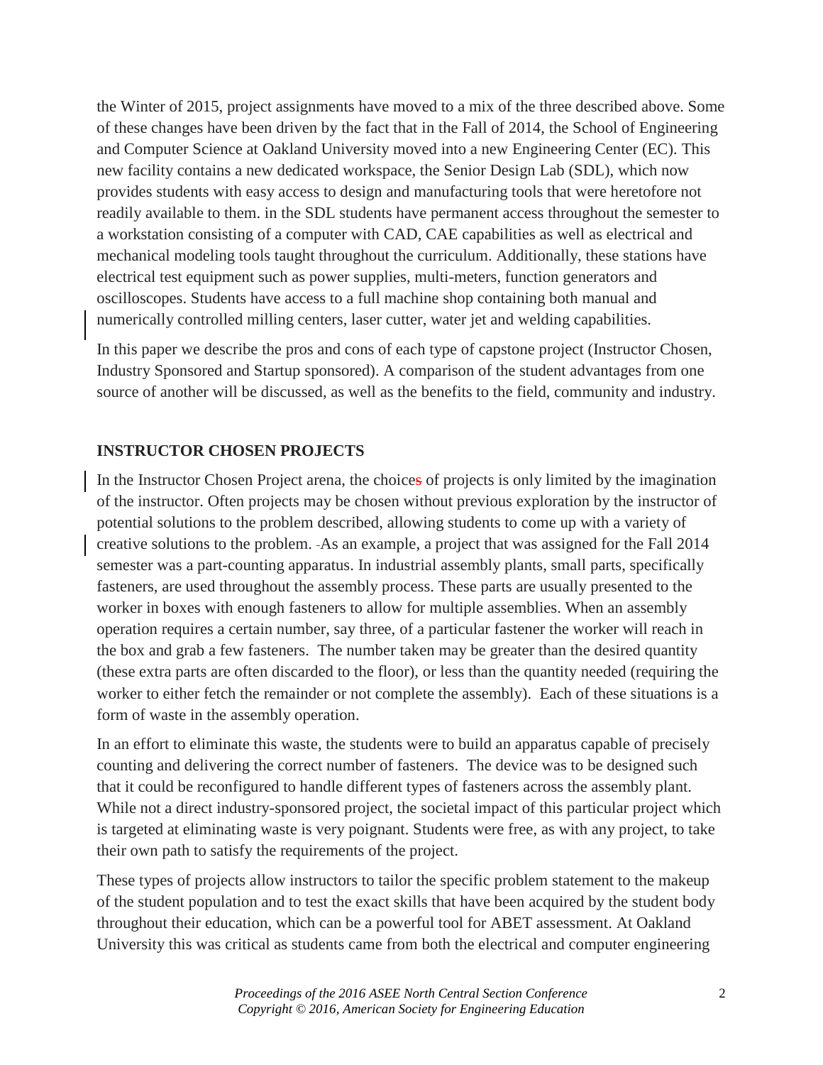the Winter of 2015, project assignments have moved to a mix of the three described above. Some of these changes have been driven by the fact that in the Fall of 2014, the School of Engineering and Computer Science at Oakland University moved into a new Engineering Center (EC). This new facility contains a new dedicated workspace, the Senior Design Lab (SDL), which now provides students with easy access to design and manufacturing tools that were heretofore not readily available to them. in the SDL students have permanent access throughout the semester to a workstation consisting of a computer with CAD, CAE capabilities as well as electrical and mechanical modeling tools taught throughout the curriculum. Additionally, these stations have electrical test equipment such as power supplies, multi-meters, function generators and oscilloscopes. Students have access to a full machine shop containing both manual and numerically controlled milling centers, laser cutter, water jet and welding capabilities.

In this paper we describe the pros and cons of each type of capstone project (Instructor Chosen, Industry Sponsored and Startup sponsored). A comparison of the student advantages from one source of another will be discussed, as well as the benefits to the field, community and industry.

## INSTRUCTOR CHOSEN PROJECTS

In the Instructor Chosen Project arena, the choice of projects is only limited by the imagination of the instructor. Often projects may be chosen without previous exploration by the instructor of potential solutions to the problem described, allowing students to come up with a variety of creative solutions to the problem. As an example, a project that was assigned for the Fall 2014 semester was a part-counting apparatus. In industrial assembly plants, small parts, specifically fasteners, are used throughout the assembly process. These parts are usually presented to the worker in boxes with enough fasteners to allow for multiple assemblies. When an assembly operation requires a certain number, say three, of a particular fastener the worker will reach in the box and grab a few fasteners. The number taken may be greater than the desired quantity (these extra parts are often discarded to the floor), or less than the quantity needed (requiring the worker to either fetch the remainder or not complete the assembly). Each of these situations is a form of waste in the assembly operation.

In an effort to eliminate this waste, the students were to build an apparatus capable of precisely counting and delivering the correct number of fasteners. The device was to be designed such that it could be reconfigured to handle different types of fasteners across the assembly plant. While not a direct industry-sponsored project, the societal impact of this particular project which is targeted at eliminating waste is very poignant. Students were free, as with any project, to take their own path to satisfy the requirements of the project.

These types of projects allow instructors to tailor the specific problem statement to the makeup of the student population and to test the exact skills that have been acquired by the student body throughout their education, which can be a powerful tool for ABET assessment. At Oakland University this was critical as students came from both the electrical and computer engineering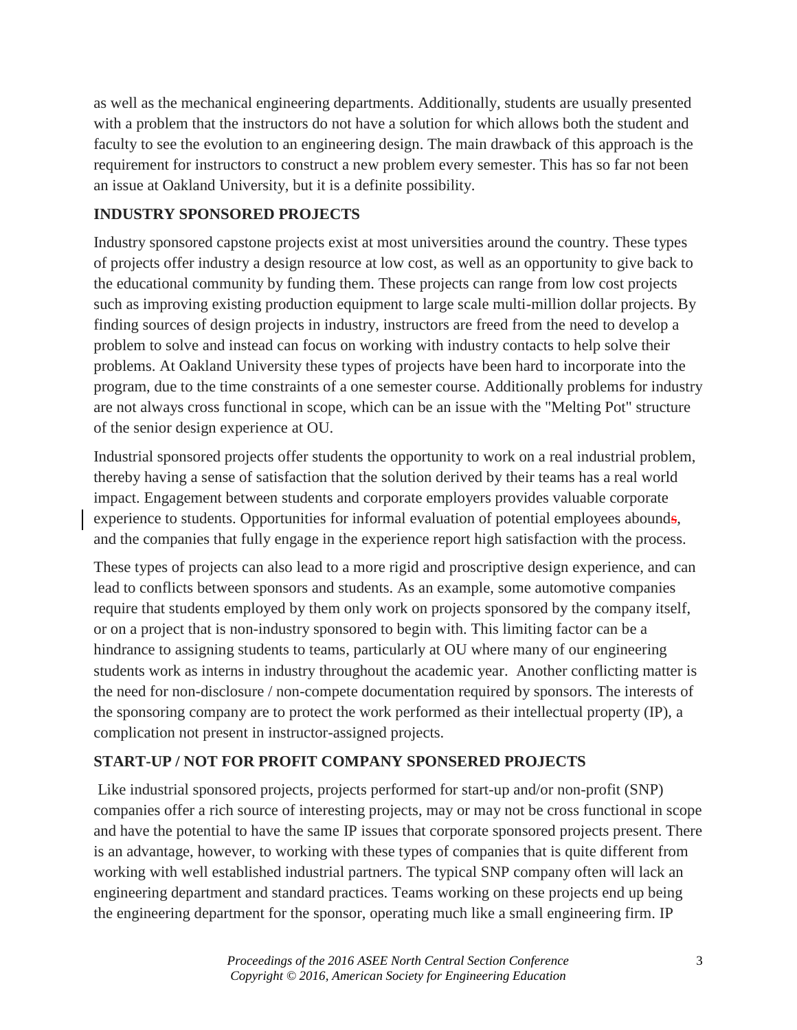as well as the mechanical engineering departments. Additionally, students are usually presented with a problem that the instructors do not have a solution for which allows both the student and faculty to see the evolution to an engineering design. The main drawback of this approach is the requirement for instructors to construct a new problem every semester. This has so far not been an issue at Oakland University, but it is a definite possibility.

## INDUSTRY SPONSORED PROJECTS

Industry sponsored capstone projects exist at most universities around the country. These types of projects offer industry a design resource at low cost, as well as an opportunity to give back to the educational community by funding them. These projects can range from low cost projects such as improving existing production equipment to large scale multi-million dollar projects. By finding sources of design projects in industry, instructors are freed from the need to develop a problem to solve and instead can focus on working with industry contacts to help solve their problems. At Oakland University these types of projects have been hard to incorporate into the program, due to the time constraints of a one semester course. Additionally problems for industry are not always cross functional in scope, which can be an issue with the "Melting Pot" structure of the senior design experience at OU.

Industrial sponsored projects offer students the opportunity to work on a real industrial problem, thereby having a sense of satisfaction that the solution derived by their teams has a real world impact. Engagement between students and corporate employers provides valuable corporate experience to students. Opportunities for informal evaluation of potential employees abounds, and the companies that fully engage in the experience report high satisfaction with the process.

These types of projects can also lead to a more rigid and proscriptive design experience, and can lead to conflicts between sponsors and students. As an example, some automotive companies require that students employed by them only work on projects sponsored by the company itself, or on a project that is non-industry sponsored to begin with. This limiting factor can be a hindrance to assigning students to teams, particularly at OU where many of our engineering students work as interns in industry throughout the academic year. Another conflicting matter is the need for non-disclosure / non-compete documentation required by sponsors. The interests of the sponsoring company are to protect the work performed as their intellectual property (IP), a complication not present in instructor-assigned projects.

## START-UP / NOT FOR PROFIT COMPANY SPONSERED PROJECTS

Like industrial sponsored projects, projects performed for start-up and/or non-profit (SNP) companies offer a rich source of interesting projects, may or may not be cross functional in scope and have the potential to have the same IP issues that corporate sponsored projects present. There is an advantage, however, to working with these types of companies that is quite different from working with well established industrial partners. The typical SNP company often will lack an engineering department and standard practices. Teams working on these projects end up being the engineering department for the sponsor, operating much like a small engineering firm. IP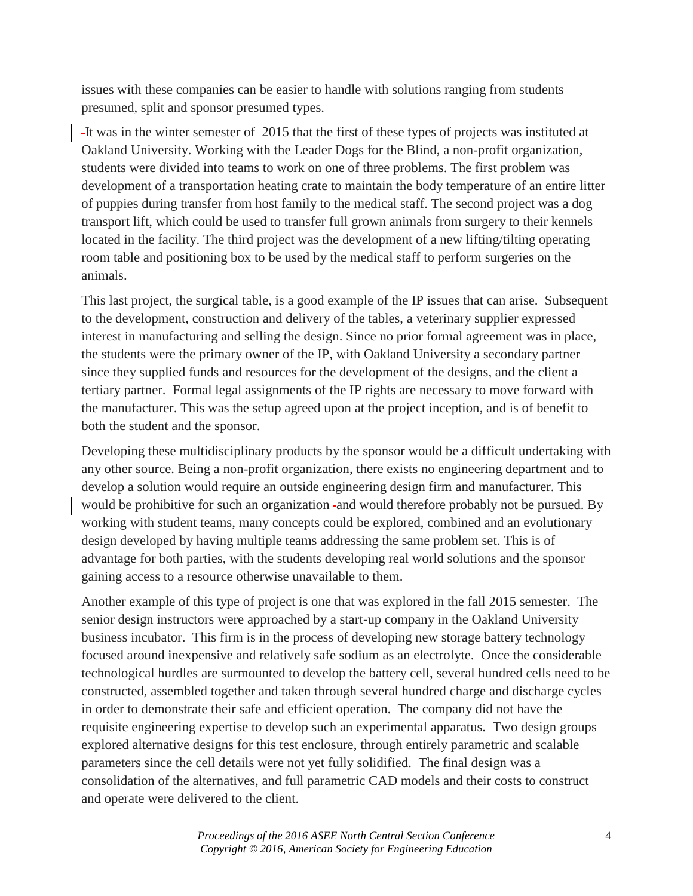issues with these companies can be easier to handle with solutions ranging from students presumed, split and sponsor presumed types.

It was in the winter semester of 2015 that the first of these types of projects was instituted at Oakland University. Working with the Leader Dogs for the Blind, a non-profit organization, students were divided into teams to work on one of three problems. The first problem was development of a transportation heating crate to maintain the body temperature of an entire litter of puppies during transfer from host family to the medical staff. The second project was a dog transport lift, which could be used to transfer full grown animals from surgery to their kennels located in the facility. The third project was the development of a new lifting/tilting operating room table and positioning box to be used by the medical staff to perform surgeries on the animals.

This last project, the surgical table, is a good example of the IP issues that can arise. Subsequent to the development, construction and delivery of the tables, a veterinary supplier expressed interest in manufacturing and selling the design. Since no prior formal agreement was in place, the students were the primary owner of the IP, with Oakland University a secondary partner since they supplied funds and resources for the development of the designs, and the client a tertiary partner. Formal legal assignments of the IP rights are necessary to move forward with the manufacturer. This was the setup agreed upon at the project inception, and is of benefit to both the student and the sponsor.

Developing these multidisciplinary products by the sponsor would be a difficult undertaking with any other source. Being a non-profit organization, there exists no engineering department and to develop a solution would require an outside engineering design firm and manufacturer. This would be prohibitive for such an organization and would therefore probably not be pursued. By working with student teams, many concepts could be explored, combined and an evolutionary design developed by having multiple teams addressing the same problem set. This is of advantage for both parties, with the students developing real world solutions and the sponsor gaining access to a resource otherwise unavailable to them.

Another example of this type of project is one that was explored in the fall 2015 semester. The senior design instructors were approached by a start-up company in the Oakland University business incubator. This firm is in the process of developing new storage battery technology focused around inexpensive and relatively safe sodium as an electrolyte. Once the considerable technological hurdles are surmounted to develop the battery cell, several hundred cells need to be constructed, assembled together and taken through several hundred charge and discharge cycles in order to demonstrate their safe and efficient operation. The company did not have the requisite engineering expertise to develop such an experimental apparatus. Two design groups explored alternative designs for this test enclosure, through entirely parametric and scalable parameters since the cell details were not yet fully solidified. The final design was a consolidation of the alternatives, and full parametric CAD models and their costs to construct and operate were delivered to the client.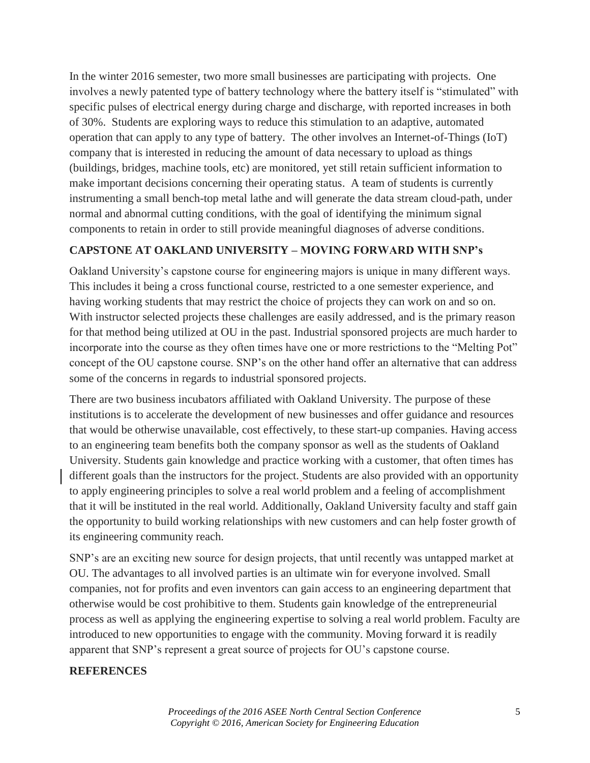In the winter 2016 semester, two more small businesses are participating with projects. One involves a newly patented type of battery technology where the battery itself is "stimulated" with specific pulses of electrical energy during charge and discharge, with reported increases in both of 30%. Students are exploring ways to reduce this stimulation to an adaptive, automated operation that can apply to any type of battery. The other involves an Internet-of-Things (IoT) company that is interested in reducing the amount of data necessary to upload as things (buildings, bridges, machine tools, etc) are monitored, yet still retain sufficient information to make important decisions concerning their operating status. A team of students is currently instrumenting a small bench-top metal lathe and will generate the data stream cloud-path, under normal and abnormal cutting conditions, with the goal of identifying the minimum signal components to retain in order to still provide meaningful diagnoses of adverse conditions.

## CAPSTONE AT OAKLAND UNIVERSITY – MOVING FORWARD WITH SNP's

Oakland University's capstone course for engineering majors is unique in many different ways. This includes it being a cross functional course, restricted to a one semester experience, and having working students that may restrict the choice of projects they can work on and so on. With instructor selected projects these challenges are easily addressed, and is the primary reason for that method being utilized at OU in the past. Industrial sponsored projects are much harder to incorporate into the course as they often times have one or more restrictions to the "Melting Pot" concept of the OU capstone course. SNP's on the other hand offer an alternative that can address some of the concerns in regards to industrial sponsored projects.

There are two business incubators affiliated with Oakland University. The purpose of these institutions is to accelerate the development of new businesses and offer guidance and resources that would be otherwise unavailable, cost effectively, to these start-up companies. Having access to an engineering team benefits both the company sponsor as well as the students of Oakland University. Students gain knowledge and practice working with a customer, that often times has different goals than the instructors for the project. Students are also provided with an opportunity to apply engineering principles to solve a real world problem and a feeling of accomplishment that it will be instituted in the real world. Additionally, Oakland University faculty and staff gain the opportunity to build working relationships with new customers and can help foster growth of its engineering community reach.

SNP's are an exciting new source for design projects, that until recently was untapped market at OU. The advantages to all involved parties is an ultimate win for everyone involved. Small companies, not for profits and even inventors can gain access to an engineering department that otherwise would be cost prohibitive to them. Students gain knowledge of the entrepreneurial process as well as applying the engineering expertise to solving a real world problem. Faculty are introduced to new opportunities to engage with the community. Moving forward it is readily apparent that SNP's represent a great source of projects for OU's capstone course.

## REFERENCES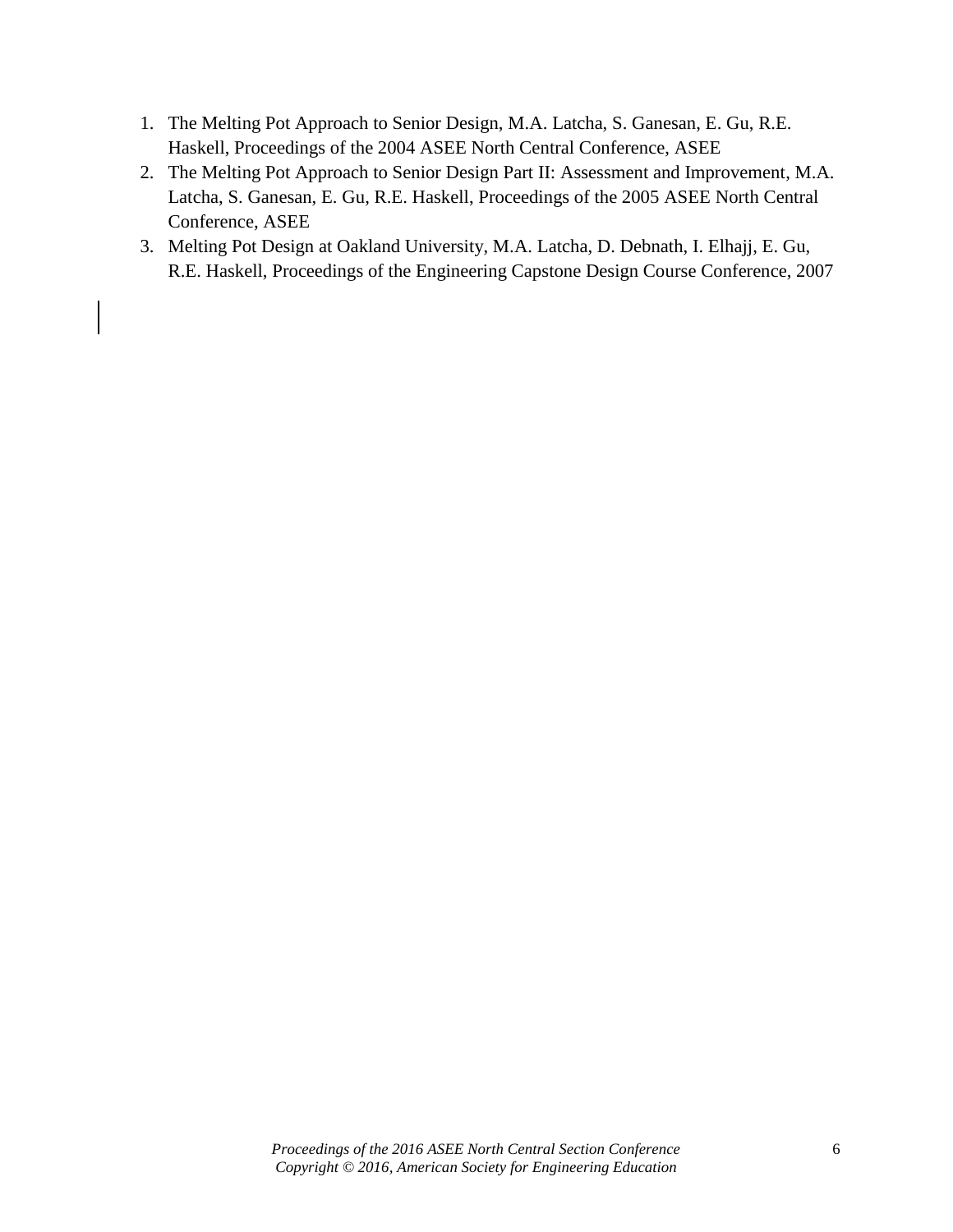1. The Melting Pot Approach to Senior Design, M.A. Latcha, S. Ganesan, E. Gu, R.E. Haskell, Proceedings of the 2004 ASEE North Central Conference, ASEE
2. The Melting Pot Approach to Senior Design Part II: Assessment and Improvement, M.A. Latcha, S. Ganesan, E. Gu, R.E. Haskell, Proceedings of the 2005 ASEE North Central Conference, ASEE
3. Melting Pot Design at Oakland University, M.A. Latcha, D. Debnath, I. Elhajj, E. Gu, R.E. Haskell, Proceedings of the Engineering Capstone Design Course Conference, 2007